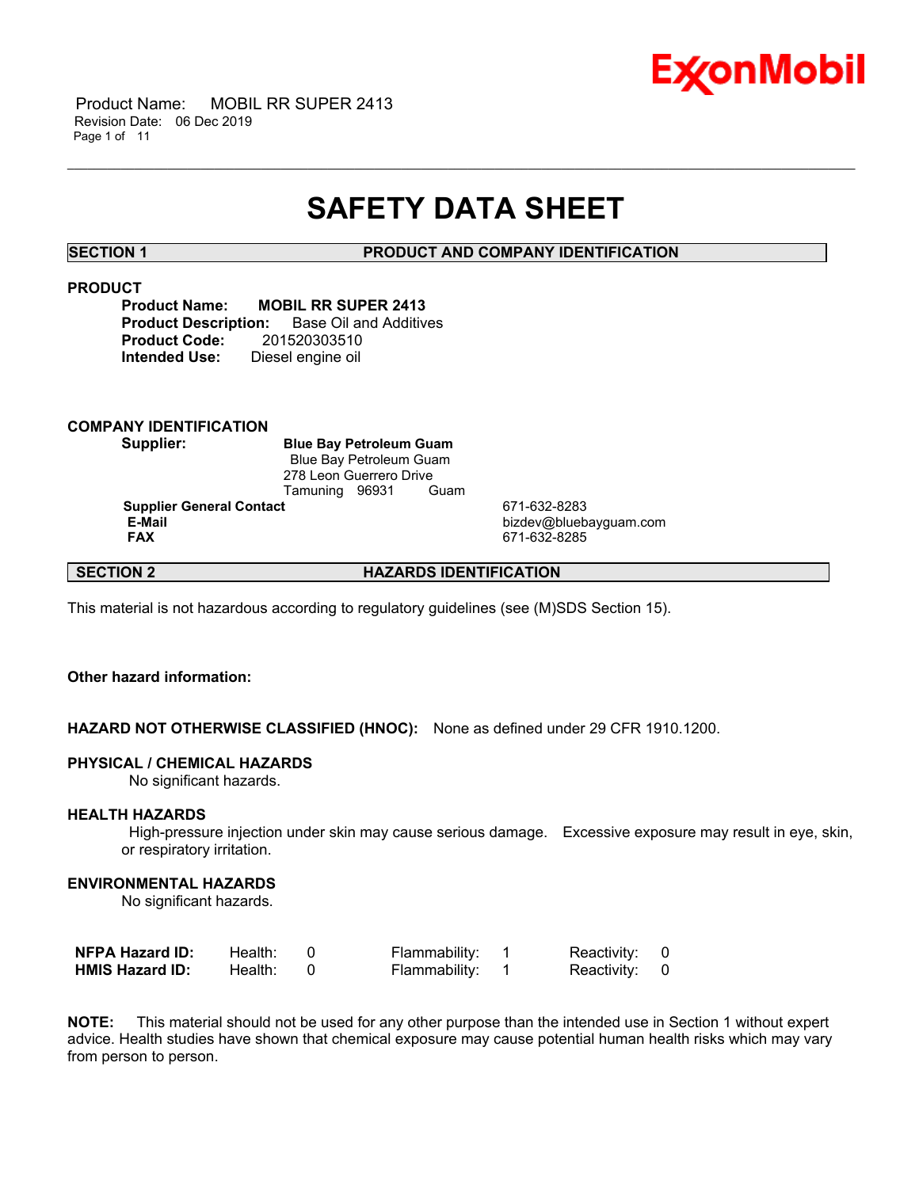# SAFETY DATA SHEET

## SECTION 1 PRODUCT AND COMPANY IDENTIFICATION

### PRODUCT

**Product Name:** **MOBIL RR SUPER 2413**
**Product Description:** Base Oil and Additives
**Product Code:** 201520303510
**Intended Use:** Diesel engine oil

### COMPANY IDENTIFICATION

**Supplier:** **Blue Bay Petroleum Guam**
Blue Bay Petroleum Guam
278 Leon Guerrero Drive
Tamuning 96931 Guam

| | |
|---|---|
| **Supplier General Contact** | 671-632-8283 |
| **E-Mail** | bizdev@bluebayguam.com |
| **FAX** | 671-632-8285 |

## SECTION 2 HAZARDS IDENTIFICATION

This material is not hazardous according to regulatory guidelines (see (M)SDS Section 15).

**Other hazard information:**

**HAZARD NOT OTHERWISE CLASSIFIED (HNOC):** None as defined under 29 CFR 1910.1200.

**PHYSICAL / CHEMICAL HAZARDS**

No significant hazards.

**HEALTH HAZARDS**

High-pressure injection under skin may cause serious damage. Excessive exposure may result in eye, skin, or respiratory irritation.

**ENVIRONMENTAL HAZARDS**

No significant hazards.

| | | | | | | |
|---|---|---|---|---|---|---|
| **NFPA Hazard ID:** | Health: | 0 | Flammability: | 1 | Reactivity: | 0 |
| **HMIS Hazard ID:** | Health: | 0 | Flammability: | 1 | Reactivity: | 0 |

**NOTE:** This material should not be used for any other purpose than the intended use in Section 1 without expert advice. Health studies have shown that chemical exposure may cause potential human health risks which may vary from person to person.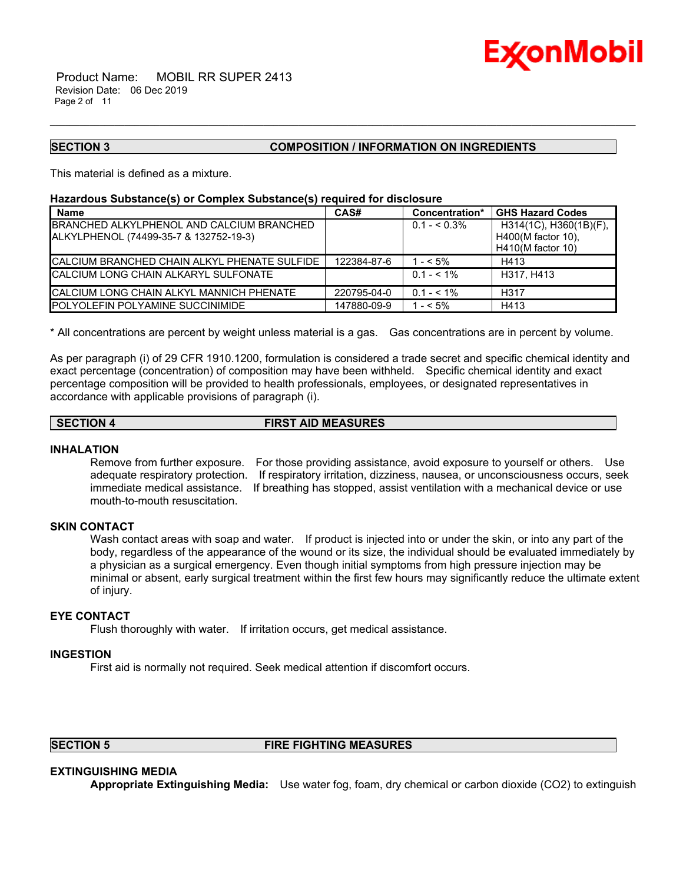## SECTION 3 COMPOSITION / INFORMATION ON INGREDIENTS

This material is defined as a mixture.

**Hazardous Substance(s) or Complex Substance(s) required for disclosure**

| Name | CAS# | Concentration* | GHS Hazard Codes |
|---|---|---|---|
| BRANCHED ALKYLPHENOL AND CALCIUM BRANCHED ALKYLPHENOL (74499-35-7 & 132752-19-3) | | 0.1 - < 0.3% | H314(1C), H360(1B)(F), H400(M factor 10), H410(M factor 10) |
| CALCIUM BRANCHED CHAIN ALKYL PHENATE SULFIDE | 122384-87-6 | 1 - < 5% | H413 |
| CALCIUM LONG CHAIN ALKARYL SULFONATE | | 0.1 - < 1% | H317, H413 |
| CALCIUM LONG CHAIN ALKYL MANNICH PHENATE | 220795-04-0 | 0.1 - < 1% | H317 |
| POLYOLEFIN POLYAMINE SUCCINIMIDE | 147880-09-9 | 1 - < 5% | H413 |

* All concentrations are percent by weight unless material is a gas. Gas concentrations are in percent by volume.

As per paragraph (i) of 29 CFR 1910.1200, formulation is considered a trade secret and specific chemical identity and exact percentage (concentration) of composition may have been withheld. Specific chemical identity and exact percentage composition will be provided to health professionals, employees, or designated representatives in accordance with applicable provisions of paragraph (i).

## SECTION 4 FIRST AID MEASURES

### INHALATION

Remove from further exposure. For those providing assistance, avoid exposure to yourself or others. Use adequate respiratory protection. If respiratory irritation, dizziness, nausea, or unconsciousness occurs, seek immediate medical assistance. If breathing has stopped, assist ventilation with a mechanical device or use mouth-to-mouth resuscitation.

### SKIN CONTACT

Wash contact areas with soap and water. If product is injected into or under the skin, or into any part of the body, regardless of the appearance of the wound or its size, the individual should be evaluated immediately by a physician as a surgical emergency. Even though initial symptoms from high pressure injection may be minimal or absent, early surgical treatment within the first few hours may significantly reduce the ultimate extent of injury.

### EYE CONTACT

Flush thoroughly with water. If irritation occurs, get medical assistance.

### INGESTION

First aid is normally not required. Seek medical attention if discomfort occurs.

## SECTION 5 FIRE FIGHTING MEASURES

### EXTINGUISHING MEDIA

**Appropriate Extinguishing Media:** Use water fog, foam, dry chemical or carbon dioxide ($CO_2$) to extinguish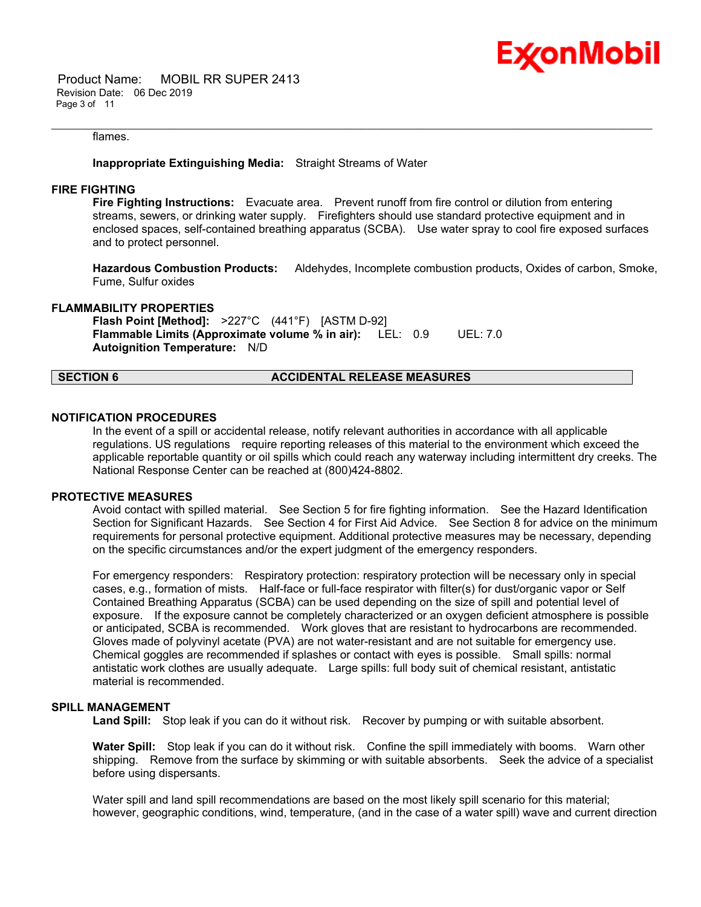flames.

**Inappropriate Extinguishing Media:** Straight Streams of Water

### FIRE FIGHTING

**Fire Fighting Instructions:** Evacuate area. Prevent runoff from fire control or dilution from entering streams, sewers, or drinking water supply. Firefighters should use standard protective equipment and in enclosed spaces, self-contained breathing apparatus (SCBA). Use water spray to cool fire exposed surfaces and to protect personnel.

**Hazardous Combustion Products:** Aldehydes, Incomplete combustion products, Oxides of carbon, Smoke, Fume, Sulfur oxides

### FLAMMABILITY PROPERTIES

**Flash Point [Method]:** >227°C (441°F) [ASTM D-92]
**Flammable Limits (Approximate volume % in air):** LEL: 0.9 UEL: 7.0
**Autoignition Temperature:** N/D

## SECTION 6 ACCIDENTAL RELEASE MEASURES

### NOTIFICATION PROCEDURES

In the event of a spill or accidental release, notify relevant authorities in accordance with all applicable regulations. US regulations require reporting releases of this material to the environment which exceed the applicable reportable quantity or oil spills which could reach any waterway including intermittent dry creeks. The National Response Center can be reached at (800)424-8802.

### PROTECTIVE MEASURES

Avoid contact with spilled material. See Section 5 for fire fighting information. See the Hazard Identification Section for Significant Hazards. See Section 4 for First Aid Advice. See Section 8 for advice on the minimum requirements for personal protective equipment. Additional protective measures may be necessary, depending on the specific circumstances and/or the expert judgment of the emergency responders.

For emergency responders: Respiratory protection: respiratory protection will be necessary only in special cases, e.g., formation of mists. Half-face or full-face respirator with filter(s) for dust/organic vapor or Self Contained Breathing Apparatus (SCBA) can be used depending on the size of spill and potential level of exposure. If the exposure cannot be completely characterized or an oxygen deficient atmosphere is possible or anticipated, SCBA is recommended. Work gloves that are resistant to hydrocarbons are recommended. Gloves made of polyvinyl acetate (PVA) are not water-resistant and are not suitable for emergency use. Chemical goggles are recommended if splashes or contact with eyes is possible. Small spills: normal antistatic work clothes are usually adequate. Large spills: full body suit of chemical resistant, antistatic material is recommended.

### SPILL MANAGEMENT

**Land Spill:** Stop leak if you can do it without risk. Recover by pumping or with suitable absorbent.

**Water Spill:** Stop leak if you can do it without risk. Confine the spill immediately with booms. Warn other shipping. Remove from the surface by skimming or with suitable absorbents. Seek the advice of a specialist before using dispersants.

Water spill and land spill recommendations are based on the most likely spill scenario for this material; however, geographic conditions, wind, temperature, (and in the case of a water spill) wave and current direction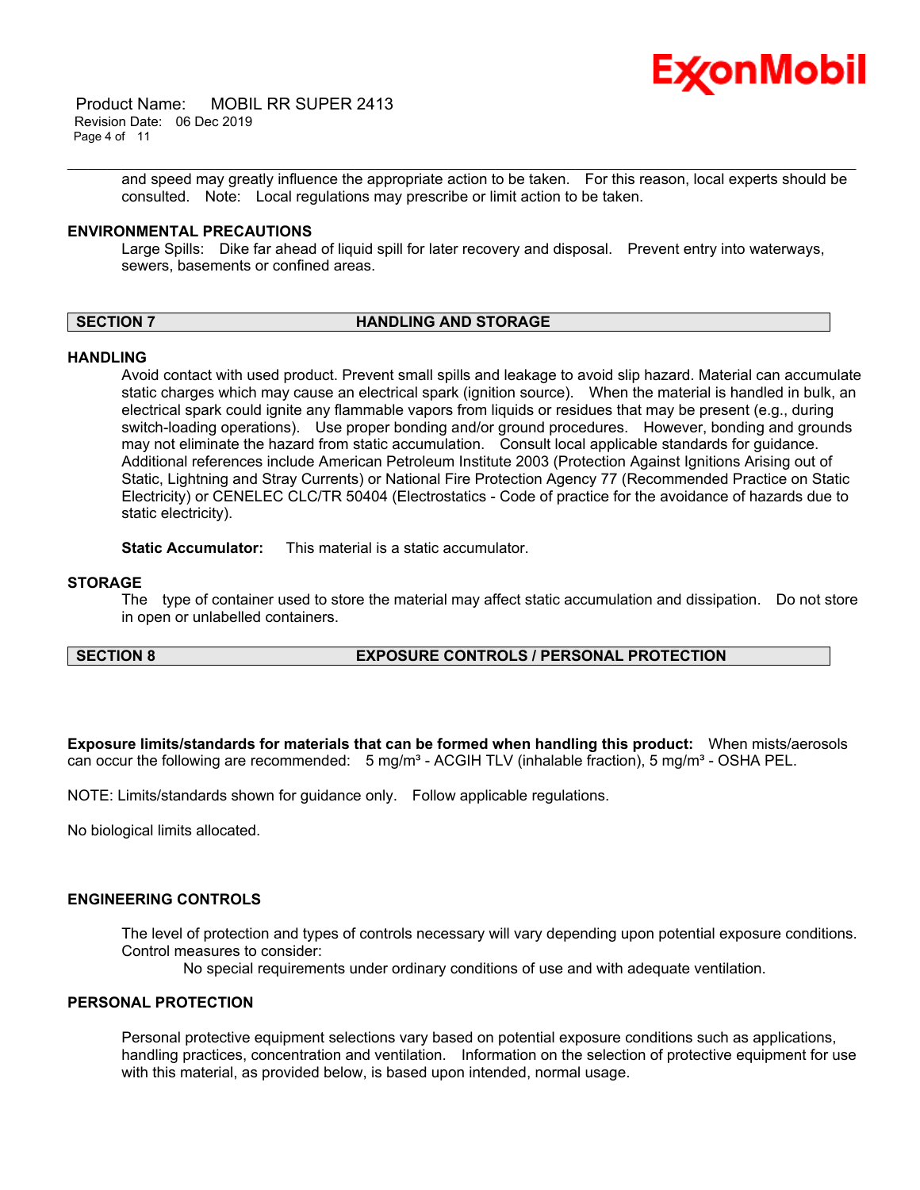and speed may greatly influence the appropriate action to be taken. For this reason, local experts should be consulted. Note: Local regulations may prescribe or limit action to be taken.

### ENVIRONMENTAL PRECAUTIONS

Large Spills: Dike far ahead of liquid spill for later recovery and disposal. Prevent entry into waterways, sewers, basements or confined areas.

## SECTION 7 HANDLING AND STORAGE

### HANDLING

Avoid contact with used product. Prevent small spills and leakage to avoid slip hazard. Material can accumulate static charges which may cause an electrical spark (ignition source). When the material is handled in bulk, an electrical spark could ignite any flammable vapors from liquids or residues that may be present (e.g., during switch-loading operations). Use proper bonding and/or ground procedures. However, bonding and grounds may not eliminate the hazard from static accumulation. Consult local applicable standards for guidance. Additional references include American Petroleum Institute 2003 (Protection Against Ignitions Arising out of Static, Lightning and Stray Currents) or National Fire Protection Agency 77 (Recommended Practice on Static Electricity) or CENELEC CLC/TR 50404 (Electrostatics - Code of practice for the avoidance of hazards due to static electricity).

**Static Accumulator:** This material is a static accumulator.

### STORAGE

The type of container used to store the material may affect static accumulation and dissipation. Do not store in open or unlabelled containers.

## SECTION 8 EXPOSURE CONTROLS / PERSONAL PROTECTION

**Exposure limits/standards for materials that can be formed when handling this product:** When mists/aerosols can occur the following are recommended: 5 mg/m³ - ACGIH TLV (inhalable fraction), 5 mg/m³ - OSHA PEL.

NOTE: Limits/standards shown for guidance only. Follow applicable regulations.

No biological limits allocated.

### ENGINEERING CONTROLS

The level of protection and types of controls necessary will vary depending upon potential exposure conditions. Control measures to consider:

No special requirements under ordinary conditions of use and with adequate ventilation.

### PERSONAL PROTECTION

Personal protective equipment selections vary based on potential exposure conditions such as applications, handling practices, concentration and ventilation. Information on the selection of protective equipment for use with this material, as provided below, is based upon intended, normal usage.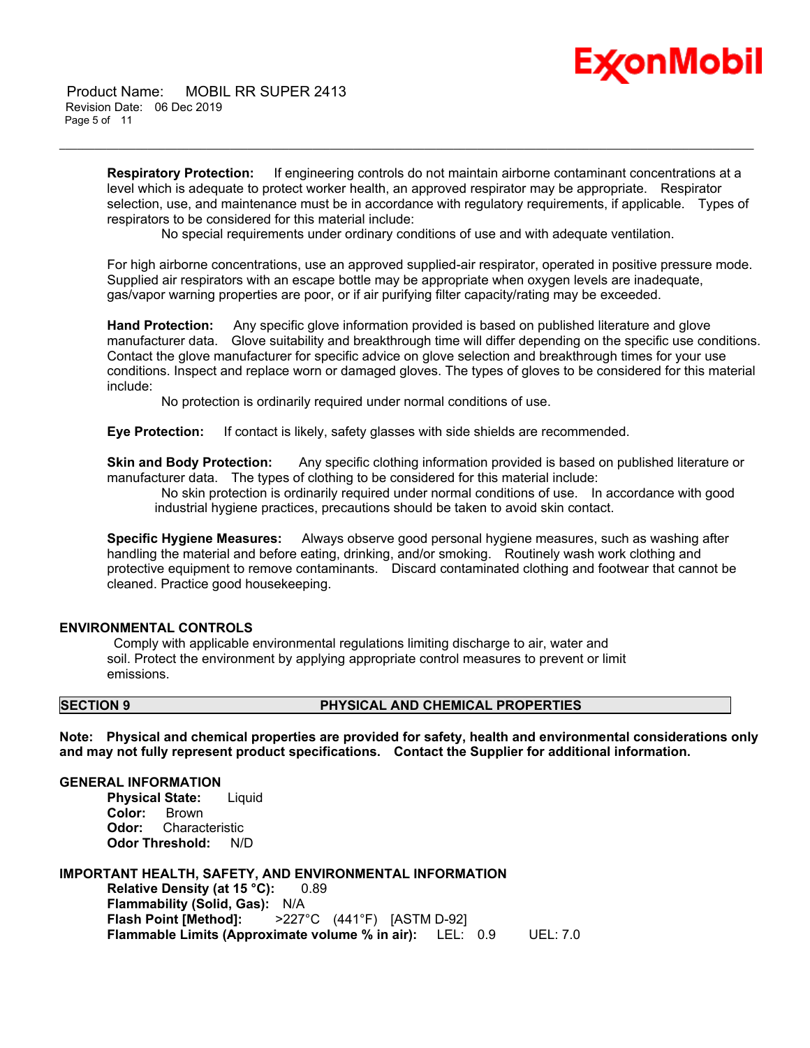**Respiratory Protection:** If engineering controls do not maintain airborne contaminant concentrations at a level which is adequate to protect worker health, an approved respirator may be appropriate. Respirator selection, use, and maintenance must be in accordance with regulatory requirements, if applicable. Types of respirators to be considered for this material include:

No special requirements under ordinary conditions of use and with adequate ventilation.

For high airborne concentrations, use an approved supplied-air respirator, operated in positive pressure mode. Supplied air respirators with an escape bottle may be appropriate when oxygen levels are inadequate, gas/vapor warning properties are poor, or if air purifying filter capacity/rating may be exceeded.

**Hand Protection:** Any specific glove information provided is based on published literature and glove manufacturer data. Glove suitability and breakthrough time will differ depending on the specific use conditions. Contact the glove manufacturer for specific advice on glove selection and breakthrough times for your use conditions. Inspect and replace worn or damaged gloves. The types of gloves to be considered for this material include:

No protection is ordinarily required under normal conditions of use.

**Eye Protection:** If contact is likely, safety glasses with side shields are recommended.

**Skin and Body Protection:** Any specific clothing information provided is based on published literature or manufacturer data. The types of clothing to be considered for this material include:

No skin protection is ordinarily required under normal conditions of use. In accordance with good industrial hygiene practices, precautions should be taken to avoid skin contact.

**Specific Hygiene Measures:** Always observe good personal hygiene measures, such as washing after handling the material and before eating, drinking, and/or smoking. Routinely wash work clothing and protective equipment to remove contaminants. Discard contaminated clothing and footwear that cannot be cleaned. Practice good housekeeping.

### ENVIRONMENTAL CONTROLS

Comply with applicable environmental regulations limiting discharge to air, water and soil. Protect the environment by applying appropriate control measures to prevent or limit emissions.

## SECTION 9 PHYSICAL AND CHEMICAL PROPERTIES

**Note: Physical and chemical properties are provided for safety, health and environmental considerations only and may not fully represent product specifications. Contact the Supplier for additional information.**

### GENERAL INFORMATION

**Physical State:** Liquid
**Color:** Brown
**Odor:** Characteristic
**Odor Threshold:** N/D

### IMPORTANT HEALTH, SAFETY, AND ENVIRONMENTAL INFORMATION

**Relative Density (at 15 °C):** 0.89
**Flammability (Solid, Gas):** N/A
**Flash Point [Method]:** >227°C (441°F) [ASTM D-92]
**Flammable Limits (Approximate volume % in air):** LEL: 0.9 UEL: 7.0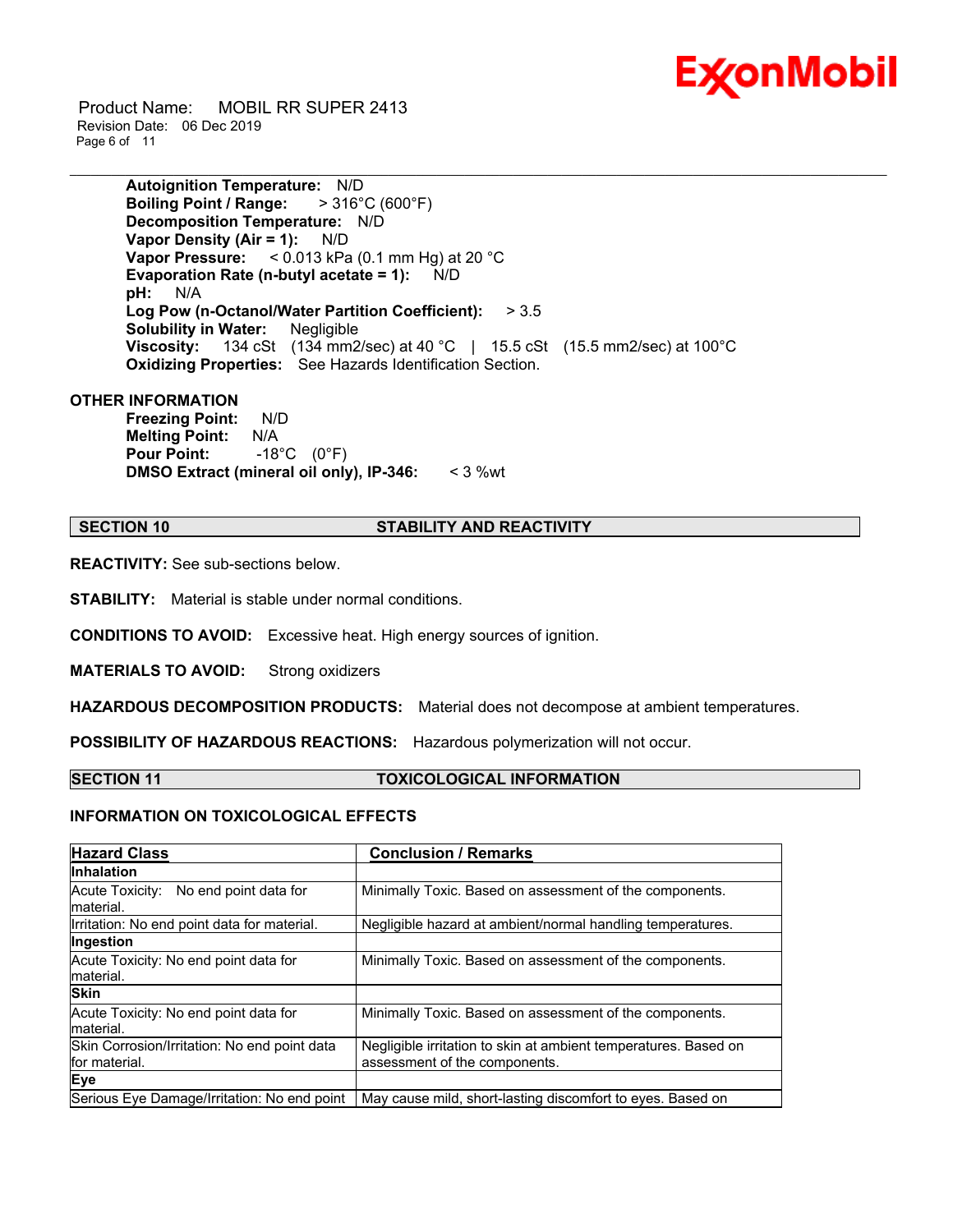**Autoignition Temperature:** N/D
**Boiling Point / Range:** > 316°C (600°F)
**Decomposition Temperature:** N/D
**Vapor Density (Air = 1):** N/D
**Vapor Pressure:** < 0.013 kPa (0.1 mm Hg) at 20 °C
**Evaporation Rate (n-butyl acetate = 1):** N/D
**pH:** N/A
**Log Pow (n-Octanol/Water Partition Coefficient):** > 3.5
**Solubility in Water:** Negligible
**Viscosity:** 134 cSt (134 mm2/sec) at 40 °C | 15.5 cSt (15.5 mm2/sec) at 100°C
**Oxidizing Properties:** See Hazards Identification Section.

**OTHER INFORMATION**

**Freezing Point:** N/D
**Melting Point:** N/A
**Pour Point:** -18°C (0°F)
**DMSO Extract (mineral oil only), IP-346:** < 3 %wt

## SECTION 10 STABILITY AND REACTIVITY

**REACTIVITY:** See sub-sections below.

**STABILITY:** Material is stable under normal conditions.

**CONDITIONS TO AVOID:** Excessive heat. High energy sources of ignition.

**MATERIALS TO AVOID:** Strong oxidizers

**HAZARDOUS DECOMPOSITION PRODUCTS:** Material does not decompose at ambient temperatures.

**POSSIBILITY OF HAZARDOUS REACTIONS:** Hazardous polymerization will not occur.

## SECTION 11 TOXICOLOGICAL INFORMATION

**INFORMATION ON TOXICOLOGICAL EFFECTS**

| Hazard Class | Conclusion / Remarks |
|---|---|
| **Inhalation** | |
| Acute Toxicity: No end point data for material. | Minimally Toxic. Based on assessment of the components. |
| Irritation: No end point data for material. | Negligible hazard at ambient/normal handling temperatures. |
| **Ingestion** | |
| Acute Toxicity: No end point data for material. | Minimally Toxic. Based on assessment of the components. |
| **Skin** | |
| Acute Toxicity: No end point data for material. | Minimally Toxic. Based on assessment of the components. |
| Skin Corrosion/Irritation: No end point data for material. | Negligible irritation to skin at ambient temperatures. Based on assessment of the components. |
| **Eye** | |
| Serious Eye Damage/Irritation: No end point | May cause mild, short-lasting discomfort to eyes. Based on |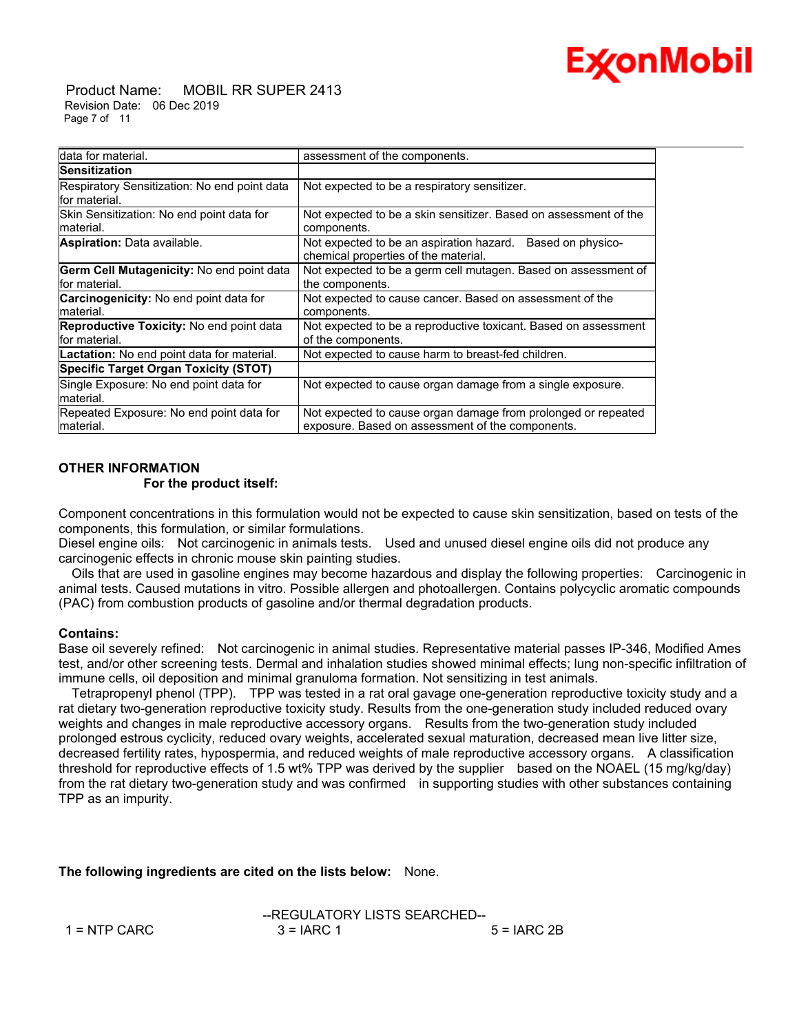| | |
|---|---|
| data for material. | assessment of the components. |
| **Sensitization** | |
| Respiratory Sensitization: No end point data for material. | Not expected to be a respiratory sensitizer. |
| Skin Sensitization: No end point data for material. | Not expected to be a skin sensitizer. Based on assessment of the components. |
| **Aspiration:** Data available. | Not expected to be an aspiration hazard. Based on physico-chemical properties of the material. |
| **Germ Cell Mutagenicity:** No end point data for material. | Not expected to be a germ cell mutagen. Based on assessment of the components. |
| **Carcinogenicity:** No end point data for material. | Not expected to cause cancer. Based on assessment of the components. |
| **Reproductive Toxicity:** No end point data for material. | Not expected to be a reproductive toxicant. Based on assessment of the components. |
| **Lactation:** No end point data for material. | Not expected to cause harm to breast-fed children. |
| **Specific Target Organ Toxicity (STOT)** | |
| Single Exposure: No end point data for material. | Not expected to cause organ damage from a single exposure. |
| Repeated Exposure: No end point data for material. | Not expected to cause organ damage from prolonged or repeated exposure. Based on assessment of the components. |

**OTHER INFORMATION**

**For the product itself:**

Component concentrations in this formulation would not be expected to cause skin sensitization, based on tests of the components, this formulation, or similar formulations.
Diesel engine oils: Not carcinogenic in animals tests. Used and unused diesel engine oils did not produce any carcinogenic effects in chronic mouse skin painting studies.
Oils that are used in gasoline engines may become hazardous and display the following properties: Carcinogenic in animal tests. Caused mutations in vitro. Possible allergen and photoallergen. Contains polycyclic aromatic compounds (PAC) from combustion products of gasoline and/or thermal degradation products.

**Contains:**

Base oil severely refined: Not carcinogenic in animal studies. Representative material passes IP-346, Modified Ames test, and/or other screening tests. Dermal and inhalation studies showed minimal effects; lung non-specific infiltration of immune cells, oil deposition and minimal granuloma formation. Not sensitizing in test animals.
Tetrapropenyl phenol (TPP). TPP was tested in a rat oral gavage one-generation reproductive toxicity study and a rat dietary two-generation reproductive toxicity study. Results from the one-generation study included reduced ovary weights and changes in male reproductive accessory organs. Results from the two-generation study included prolonged estrous cyclicity, reduced ovary weights, accelerated sexual maturation, decreased mean live litter size, decreased fertility rates, hypospermia, and reduced weights of male reproductive accessory organs. A classification threshold for reproductive effects of 1.5 wt% TPP was derived by the supplier based on the NOAEL (15 mg/kg/day) from the rat dietary two-generation study and was confirmed in supporting studies with other substances containing TPP as an impurity.

**The following ingredients are cited on the lists below:** None.

--REGULATORY LISTS SEARCHED--

1 = NTP CARC 3 = IARC 1 5 = IARC 2B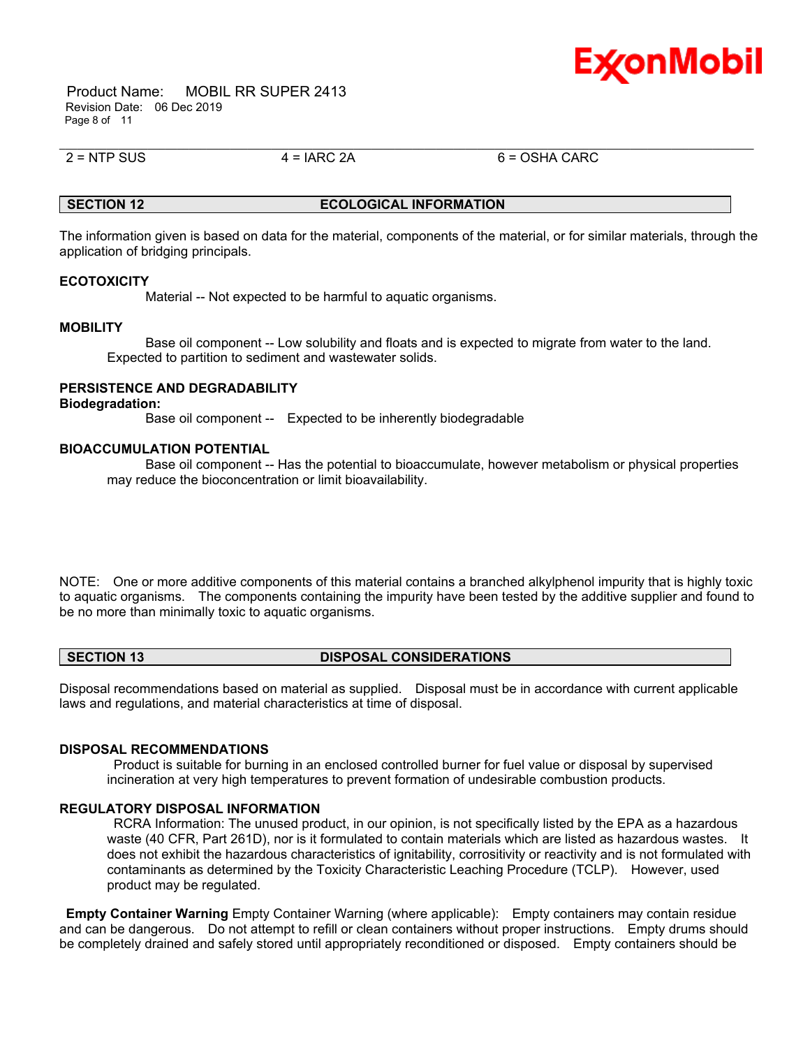| 2 = NTP SUS | 4 = IARC 2A | 6 = OSHA CARC |
| --- | --- | --- |

## SECTION 12 ECOLOGICAL INFORMATION

The information given is based on data for the material, components of the material, or for similar materials, through the application of bridging principals.

### ECOTOXICITY

Material -- Not expected to be harmful to aquatic organisms.

### MOBILITY

Base oil component -- Low solubility and floats and is expected to migrate from water to the land. Expected to partition to sediment and wastewater solids.

### PERSISTENCE AND DEGRADABILITY

**Biodegradation:**

Base oil component -- Expected to be inherently biodegradable

### BIOACCUMULATION POTENTIAL

Base oil component -- Has the potential to bioaccumulate, however metabolism or physical properties may reduce the bioconcentration or limit bioavailability.

NOTE: One or more additive components of this material contains a branched alkylphenol impurity that is highly toxic to aquatic organisms. The components containing the impurity have been tested by the additive supplier and found to be no more than minimally toxic to aquatic organisms.

## SECTION 13 DISPOSAL CONSIDERATIONS

Disposal recommendations based on material as supplied. Disposal must be in accordance with current applicable laws and regulations, and material characteristics at time of disposal.

### DISPOSAL RECOMMENDATIONS

Product is suitable for burning in an enclosed controlled burner for fuel value or disposal by supervised incineration at very high temperatures to prevent formation of undesirable combustion products.

### REGULATORY DISPOSAL INFORMATION

RCRA Information: The unused product, in our opinion, is not specifically listed by the EPA as a hazardous waste (40 CFR, Part 261D), nor is it formulated to contain materials which are listed as hazardous wastes. It does not exhibit the hazardous characteristics of ignitability, corrositivity or reactivity and is not formulated with contaminants as determined by the Toxicity Characteristic Leaching Procedure (TCLP). However, used product may be regulated.

**Empty Container Warning** Empty Container Warning (where applicable): Empty containers may contain residue and can be dangerous. Do not attempt to refill or clean containers without proper instructions. Empty drums should be completely drained and safely stored until appropriately reconditioned or disposed. Empty containers should be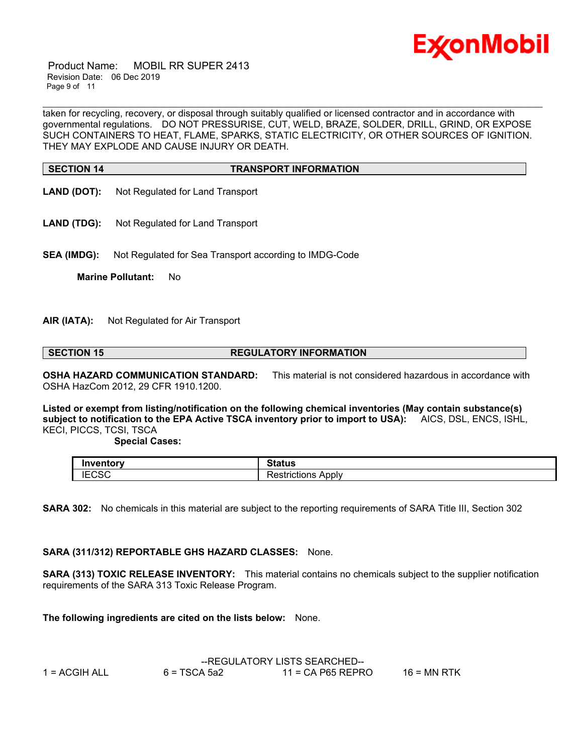taken for recycling, recovery, or disposal through suitably qualified or licensed contractor and in accordance with governmental regulations. DO NOT PRESSURISE, CUT, WELD, BRAZE, SOLDER, DRILL, GRIND, OR EXPOSE SUCH CONTAINERS TO HEAT, FLAME, SPARKS, STATIC ELECTRICITY, OR OTHER SOURCES OF IGNITION. THEY MAY EXPLODE AND CAUSE INJURY OR DEATH.

## SECTION 14 TRANSPORT INFORMATION

**LAND (DOT):** Not Regulated for Land Transport

**LAND (TDG):** Not Regulated for Land Transport

**SEA (IMDG):** Not Regulated for Sea Transport according to IMDG-Code

**Marine Pollutant:** No

**AIR (IATA):** Not Regulated for Air Transport

## SECTION 15 REGULATORY INFORMATION

**OSHA HAZARD COMMUNICATION STANDARD:** This material is not considered hazardous in accordance with OSHA HazCom 2012, 29 CFR 1910.1200.

**Listed or exempt from listing/notification on the following chemical inventories (May contain substance(s) subject to notification to the EPA Active TSCA inventory prior to import to USA):** AICS, DSL, ENCS, ISHL, KECI, PICCS, TCSI, TSCA

**Special Cases:**

| Inventory | Status |
|---|---|
| IECSC | Restrictions Apply |

**SARA 302:** No chemicals in this material are subject to the reporting requirements of SARA Title III, Section 302

**SARA (311/312) REPORTABLE GHS HAZARD CLASSES:** None.

**SARA (313) TOXIC RELEASE INVENTORY:** This material contains no chemicals subject to the supplier notification requirements of the SARA 313 Toxic Release Program.

**The following ingredients are cited on the lists below:** None.

--REGULATORY LISTS SEARCHED--

1 = ACGIH ALL   6 = TSCA 5a2   11 = CA P65 REPRO   16 = MN RTK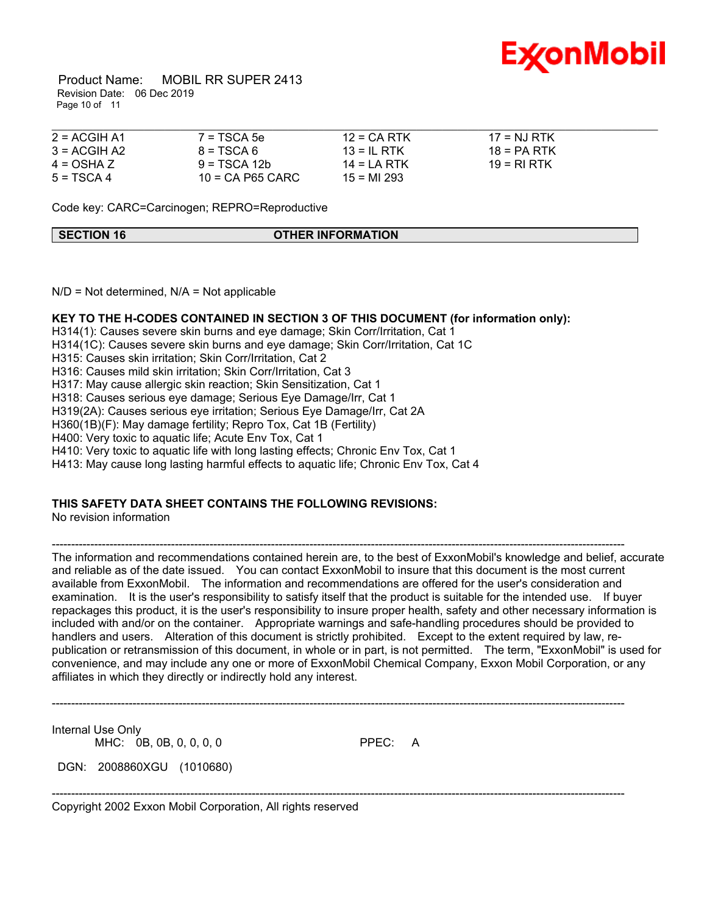| | | | |
|---|---|---|---|
| 2 = ACGIH A1 | 7 = TSCA 5e | 12 = CA RTK | 17 = NJ RTK |
| 3 = ACGIH A2 | 8 = TSCA 6 | 13 = IL RTK | 18 = PA RTK |
| 4 = OSHA Z | 9 = TSCA 12b | 14 = LA RTK | 19 = RI RTK |
| 5 = TSCA 4 | 10 = CA P65 CARC | 15 = MI 293 | |

Code key: CARC=Carcinogen; REPRO=Reproductive

## SECTION 16 OTHER INFORMATION

N/D = Not determined, N/A = Not applicable

**KEY TO THE H-CODES CONTAINED IN SECTION 3 OF THIS DOCUMENT (for information only):**

H314(1): Causes severe skin burns and eye damage; Skin Corr/Irritation, Cat 1
H314(1C): Causes severe skin burns and eye damage; Skin Corr/Irritation, Cat 1C
H315: Causes skin irritation; Skin Corr/Irritation, Cat 2
H316: Causes mild skin irritation; Skin Corr/Irritation, Cat 3
H317: May cause allergic skin reaction; Skin Sensitization, Cat 1
H318: Causes serious eye damage; Serious Eye Damage/Irr, Cat 1
H319(2A): Causes serious eye irritation; Serious Eye Damage/Irr, Cat 2A
H360(1B)(F): May damage fertility; Repro Tox, Cat 1B (Fertility)
H400: Very toxic to aquatic life; Acute Env Tox, Cat 1
H410: Very toxic to aquatic life with long lasting effects; Chronic Env Tox, Cat 1
H413: May cause long lasting harmful effects to aquatic life; Chronic Env Tox, Cat 4

**THIS SAFETY DATA SHEET CONTAINS THE FOLLOWING REVISIONS:**

No revision information

---

The information and recommendations contained herein are, to the best of ExxonMobil's knowledge and belief, accurate and reliable as of the date issued. You can contact ExxonMobil to insure that this document is the most current available from ExxonMobil. The information and recommendations are offered for the user's consideration and examination. It is the user's responsibility to satisfy itself that the product is suitable for the intended use. If buyer repackages this product, it is the user's responsibility to insure proper health, safety and other necessary information is included with and/or on the container. Appropriate warnings and safe-handling procedures should be provided to handlers and users. Alteration of this document is strictly prohibited. Except to the extent required by law, re-publication or retransmission of this document, in whole or in part, is not permitted. The term, "ExxonMobil" is used for convenience, and may include any one or more of ExxonMobil Chemical Company, Exxon Mobil Corporation, or any affiliates in which they directly or indirectly hold any interest.

---

Internal Use Only
MHC: 0B, 0B, 0, 0, 0, 0 PPEC: A

DGN: 2008860XGU (1010680)

---

Copyright 2002 Exxon Mobil Corporation, All rights reserved